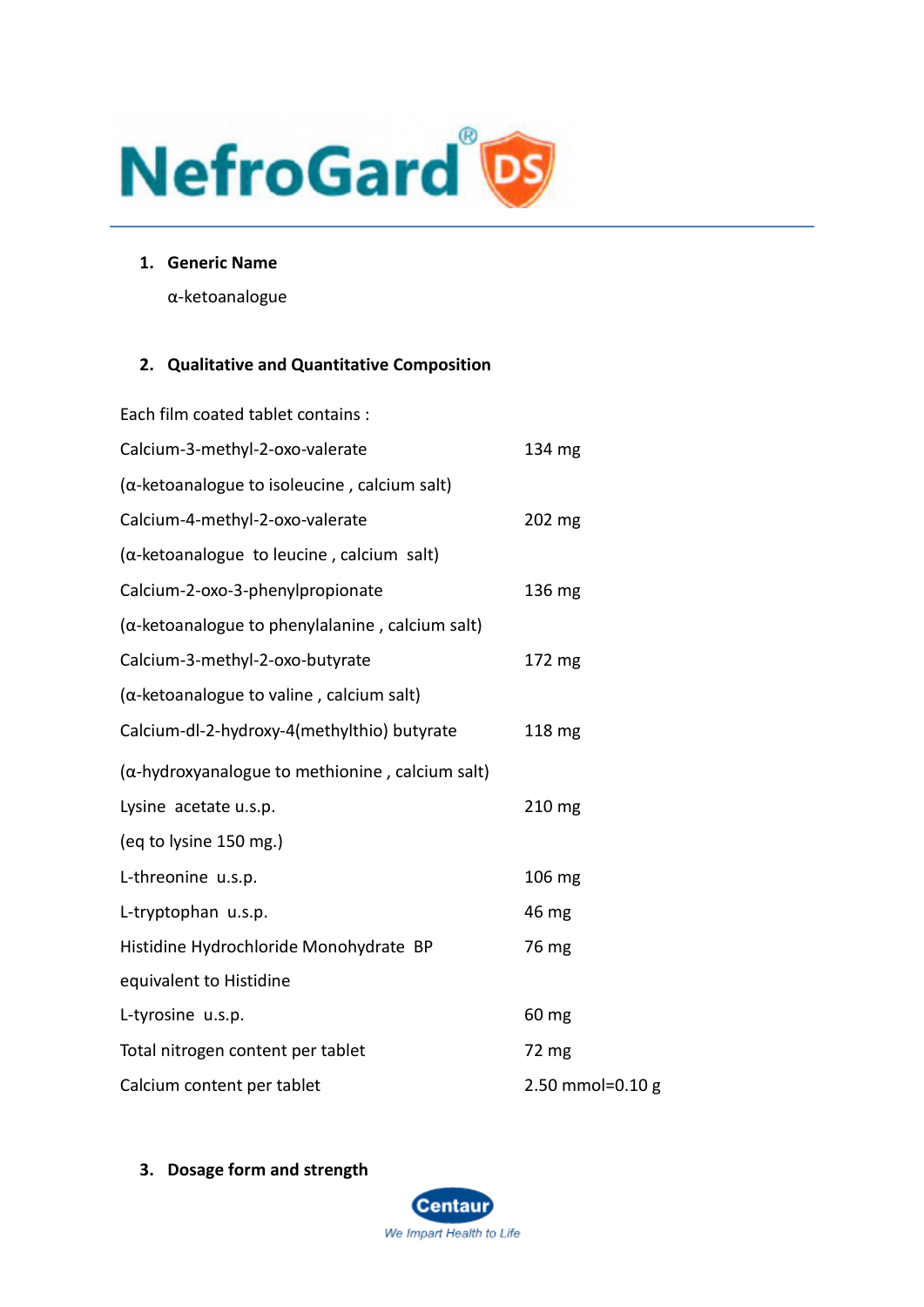# NefroGard® DS

## 1. Generic Name

α-ketoanalogue

## 2. Qualitative and Quantitative Composition

Each film coated tablet contains :

| | |
|---|---|
| Calcium-3-methyl-2-oxo-valerate | 134 mg |
| (α-ketoanalogue to isoleucine , calcium salt) | |
| Calcium-4-methyl-2-oxo-valerate | 202 mg |
| (α-ketoanalogue to leucine , calcium salt) | |
| Calcium-2-oxo-3-phenylpropionate | 136 mg |
| (α-ketoanalogue to phenylalanine , calcium salt) | |
| Calcium-3-methyl-2-oxo-butyrate | 172 mg |
| (α-ketoanalogue to valine , calcium salt) | |
| Calcium-dl-2-hydroxy-4(methylthio) butyrate | 118 mg |
| (α-hydroxyanalogue to methionine , calcium salt) | |
| Lysine acetate u.s.p. | 210 mg |
| (eq to lysine 150 mg.) | |
| L-threonine u.s.p. | 106 mg |
| L-tryptophan u.s.p. | 46 mg |
| Histidine Hydrochloride Monohydrate BP | 76 mg |
| equivalent to Histidine | |
| L-tyrosine u.s.p. | 60 mg |
| Total nitrogen content per tablet | 72 mg |
| Calcium content per tablet | 2.50 mmol=0.10 g |

## 3. Dosage form and strength

Centaur
We Impart Health to Life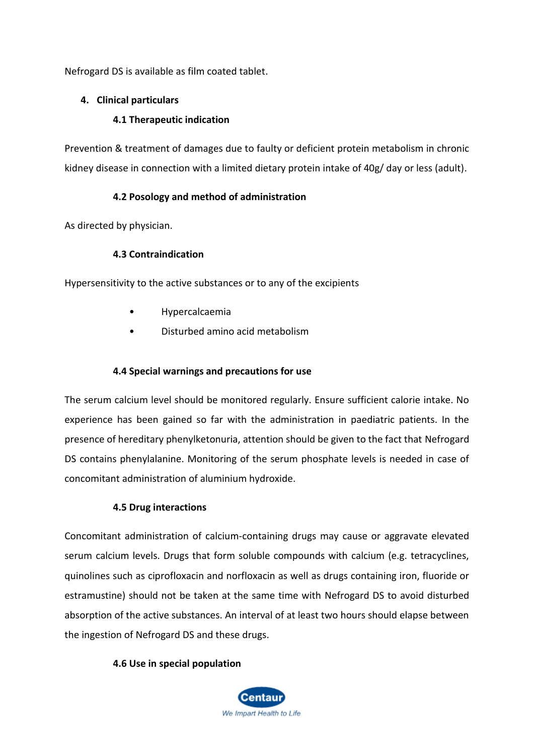Nefrogard DS is available as film coated tablet.

## 4. Clinical particulars

### 4.1 Therapeutic indication

Prevention & treatment of damages due to faulty or deficient protein metabolism in chronic kidney disease in connection with a limited dietary protein intake of 40g/ day or less (adult).

### 4.2 Posology and method of administration

As directed by physician.

### 4.3 Contraindication

Hypersensitivity to the active substances or to any of the excipients

- Hypercalcaemia
- Disturbed amino acid metabolism

### 4.4 Special warnings and precautions for use

The serum calcium level should be monitored regularly. Ensure sufficient calorie intake. No experience has been gained so far with the administration in paediatric patients. In the presence of hereditary phenylketonuria, attention should be given to the fact that Nefrogard DS contains phenylalanine. Monitoring of the serum phosphate levels is needed in case of concomitant administration of aluminium hydroxide.

### 4.5 Drug interactions

Concomitant administration of calcium-containing drugs may cause or aggravate elevated serum calcium levels. Drugs that form soluble compounds with calcium (e.g. tetracyclines, quinolines such as ciprofloxacin and norfloxacin as well as drugs containing iron, fluoride or estramustine) should not be taken at the same time with Nefrogard DS to avoid disturbed absorption of the active substances. An interval of at least two hours should elapse between the ingestion of Nefrogard DS and these drugs.

### 4.6 Use in special population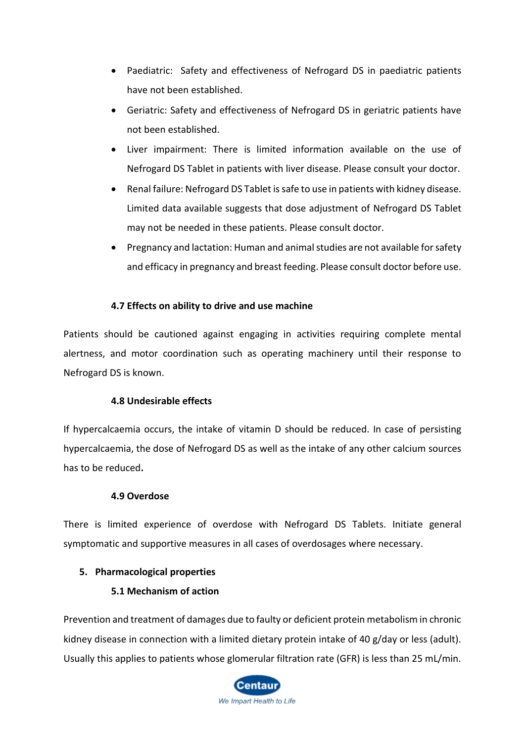- Paediatric: Safety and effectiveness of Nefrogard DS in paediatric patients have not been established.
- Geriatric: Safety and effectiveness of Nefrogard DS in geriatric patients have not been established.
- Liver impairment: There is limited information available on the use of Nefrogard DS Tablet in patients with liver disease. Please consult your doctor.
- Renal failure: Nefrogard DS Tablet is safe to use in patients with kidney disease. Limited data available suggests that dose adjustment of Nefrogard DS Tablet may not be needed in these patients. Please consult doctor.
- Pregnancy and lactation: Human and animal studies are not available for safety and efficacy in pregnancy and breast feeding. Please consult doctor before use.

### 4.7 Effects on ability to drive and use machine

Patients should be cautioned against engaging in activities requiring complete mental alertness, and motor coordination such as operating machinery until their response to Nefrogard DS is known.

### 4.8 Undesirable effects

If hypercalcaemia occurs, the intake of vitamin D should be reduced. In case of persisting hypercalcaemia, the dose of Nefrogard DS as well as the intake of any other calcium sources has to be reduced**.**

### 4.9 Overdose

There is limited experience of overdose with Nefrogard DS Tablets. Initiate general symptomatic and supportive measures in all cases of overdosages where necessary.

## 5. Pharmacological properties

### 5.1 Mechanism of action

Prevention and treatment of damages due to faulty or deficient protein metabolism in chronic kidney disease in connection with a limited dietary protein intake of 40 g/day or less (adult). Usually this applies to patients whose glomerular filtration rate (GFR) is less than 25 mL/min.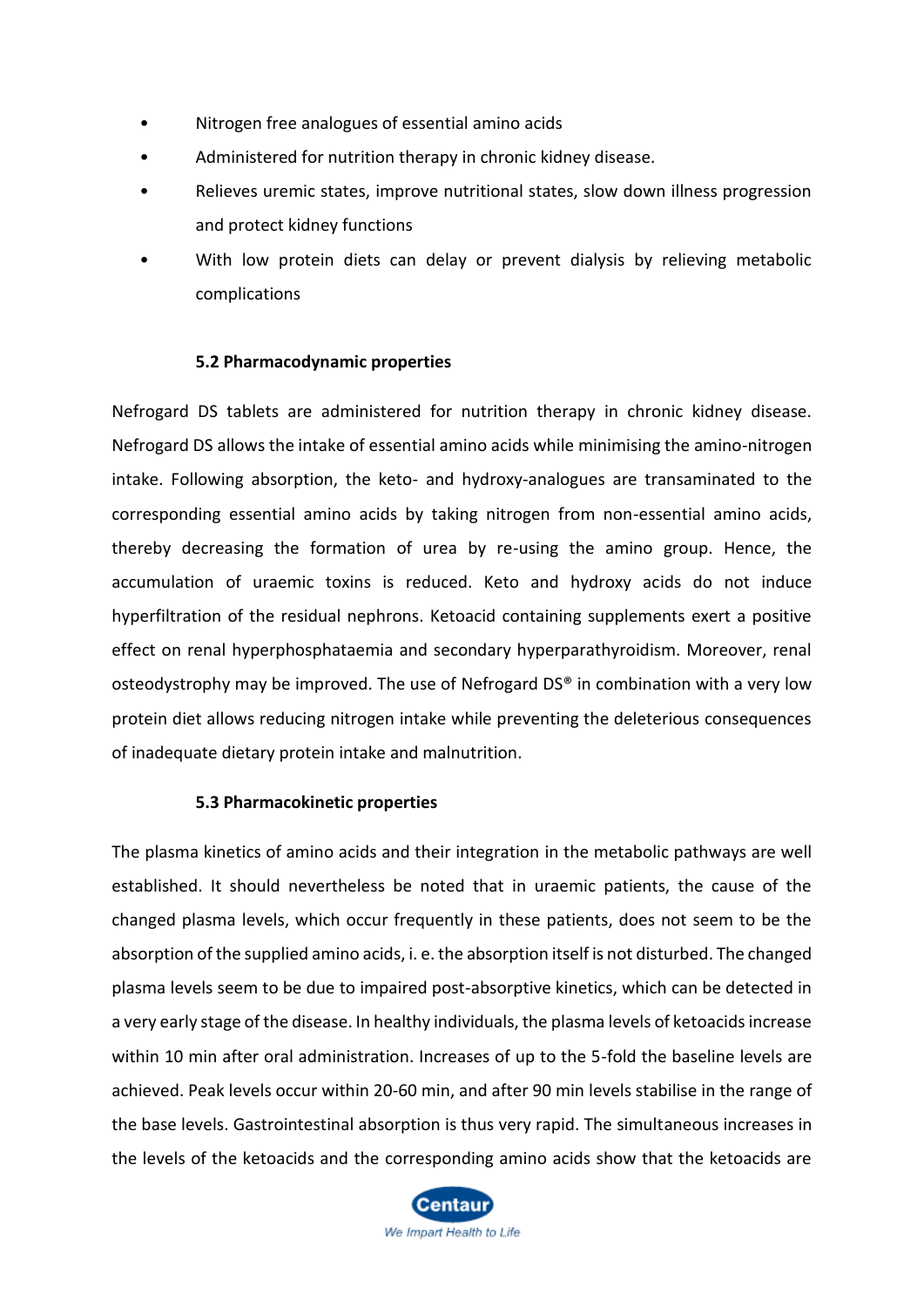- Nitrogen free analogues of essential amino acids
- Administered for nutrition therapy in chronic kidney disease.
- Relieves uremic states, improve nutritional states, slow down illness progression and protect kidney functions
- With low protein diets can delay or prevent dialysis by relieving metabolic complications

### 5.2 Pharmacodynamic properties

Nefrogard DS tablets are administered for nutrition therapy in chronic kidney disease. Nefrogard DS allows the intake of essential amino acids while minimising the amino-nitrogen intake. Following absorption, the keto- and hydroxy-analogues are transaminated to the corresponding essential amino acids by taking nitrogen from non-essential amino acids, thereby decreasing the formation of urea by re-using the amino group. Hence, the accumulation of uraemic toxins is reduced. Keto and hydroxy acids do not induce hyperfiltration of the residual nephrons. Ketoacid containing supplements exert a positive effect on renal hyperphosphataemia and secondary hyperparathyroidism. Moreover, renal osteodystrophy may be improved. The use of Nefrogard DS® in combination with a very low protein diet allows reducing nitrogen intake while preventing the deleterious consequences of inadequate dietary protein intake and malnutrition.

### 5.3 Pharmacokinetic properties

The plasma kinetics of amino acids and their integration in the metabolic pathways are well established. It should nevertheless be noted that in uraemic patients, the cause of the changed plasma levels, which occur frequently in these patients, does not seem to be the absorption of the supplied amino acids, i. e. the absorption itself is not disturbed. The changed plasma levels seem to be due to impaired post-absorptive kinetics, which can be detected in a very early stage of the disease. In healthy individuals, the plasma levels of ketoacids increase within 10 min after oral administration. Increases of up to the 5-fold the baseline levels are achieved. Peak levels occur within 20-60 min, and after 90 min levels stabilise in the range of the base levels. Gastrointestinal absorption is thus very rapid. The simultaneous increases in the levels of the ketoacids and the corresponding amino acids show that the ketoacids are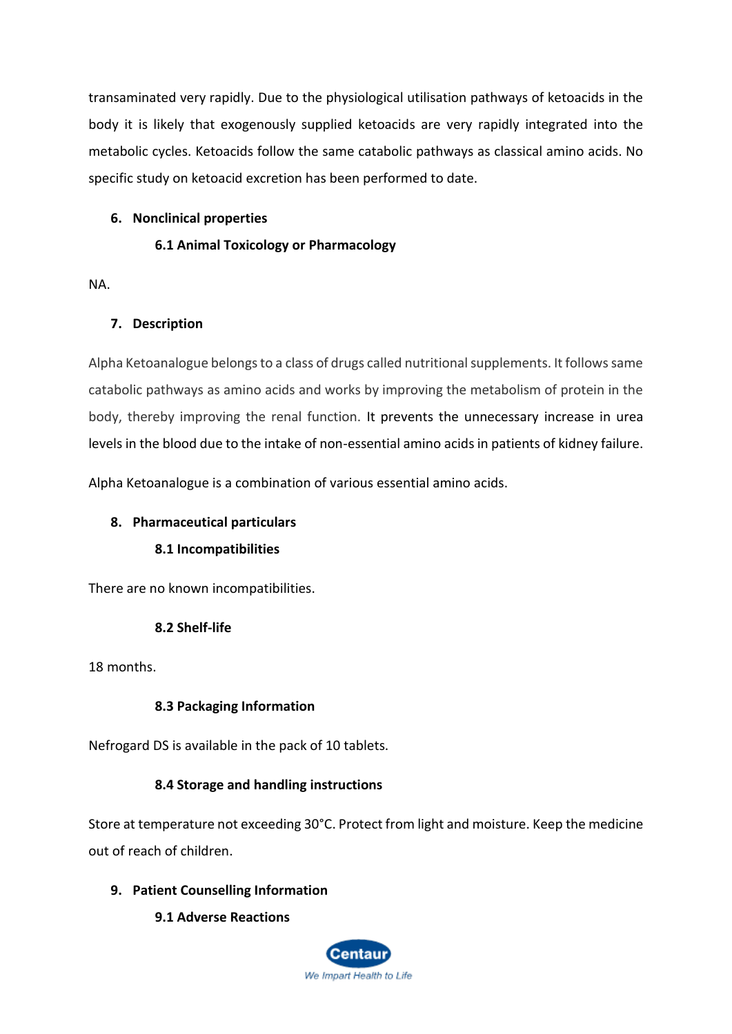transaminated very rapidly. Due to the physiological utilisation pathways of ketoacids in the body it is likely that exogenously supplied ketoacids are very rapidly integrated into the metabolic cycles. Ketoacids follow the same catabolic pathways as classical amino acids. No specific study on ketoacid excretion has been performed to date.

## 6. Nonclinical properties

### 6.1 Animal Toxicology or Pharmacology

NA.

## 7. Description

Alpha Ketoanalogue belongs to a class of drugs called nutritional supplements. It follows same catabolic pathways as amino acids and works by improving the metabolism of protein in the body, thereby improving the renal function. It prevents the unnecessary increase in urea levels in the blood due to the intake of non-essential amino acids in patients of kidney failure.

Alpha Ketoanalogue is a combination of various essential amino acids.

## 8. Pharmaceutical particulars

### 8.1 Incompatibilities

There are no known incompatibilities.

### 8.2 Shelf-life

18 months.

### 8.3 Packaging Information

Nefrogard DS is available in the pack of 10 tablets.

### 8.4 Storage and handling instructions

Store at temperature not exceeding 30°C. Protect from light and moisture. Keep the medicine out of reach of children.

## 9. Patient Counselling Information

### 9.1 Adverse Reactions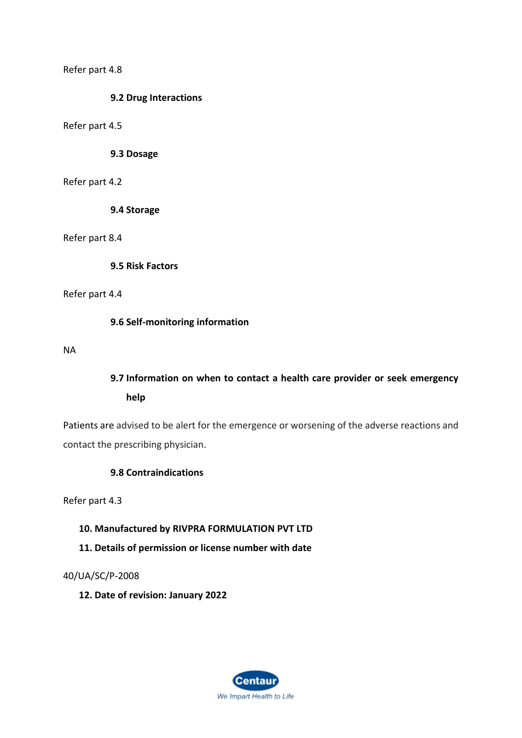Refer part 4.8

### 9.2 Drug Interactions

Refer part 4.5

### 9.3 Dosage

Refer part 4.2

### 9.4 Storage

Refer part 8.4

### 9.5 Risk Factors

Refer part 4.4

### 9.6 Self-monitoring information

NA

### 9.7 Information on when to contact a health care provider or seek emergency help

Patients are advised to be alert for the emergence or worsening of the adverse reactions and contact the prescribing physician.

### 9.8 Contraindications

Refer part 4.3

## 10. Manufactured by RIVPRA FORMULATION PVT LTD

## 11. Details of permission or license number with date

40/UA/SC/P-2008

## 12. Date of revision: January 2022

Centaur

We Impart Health to Life